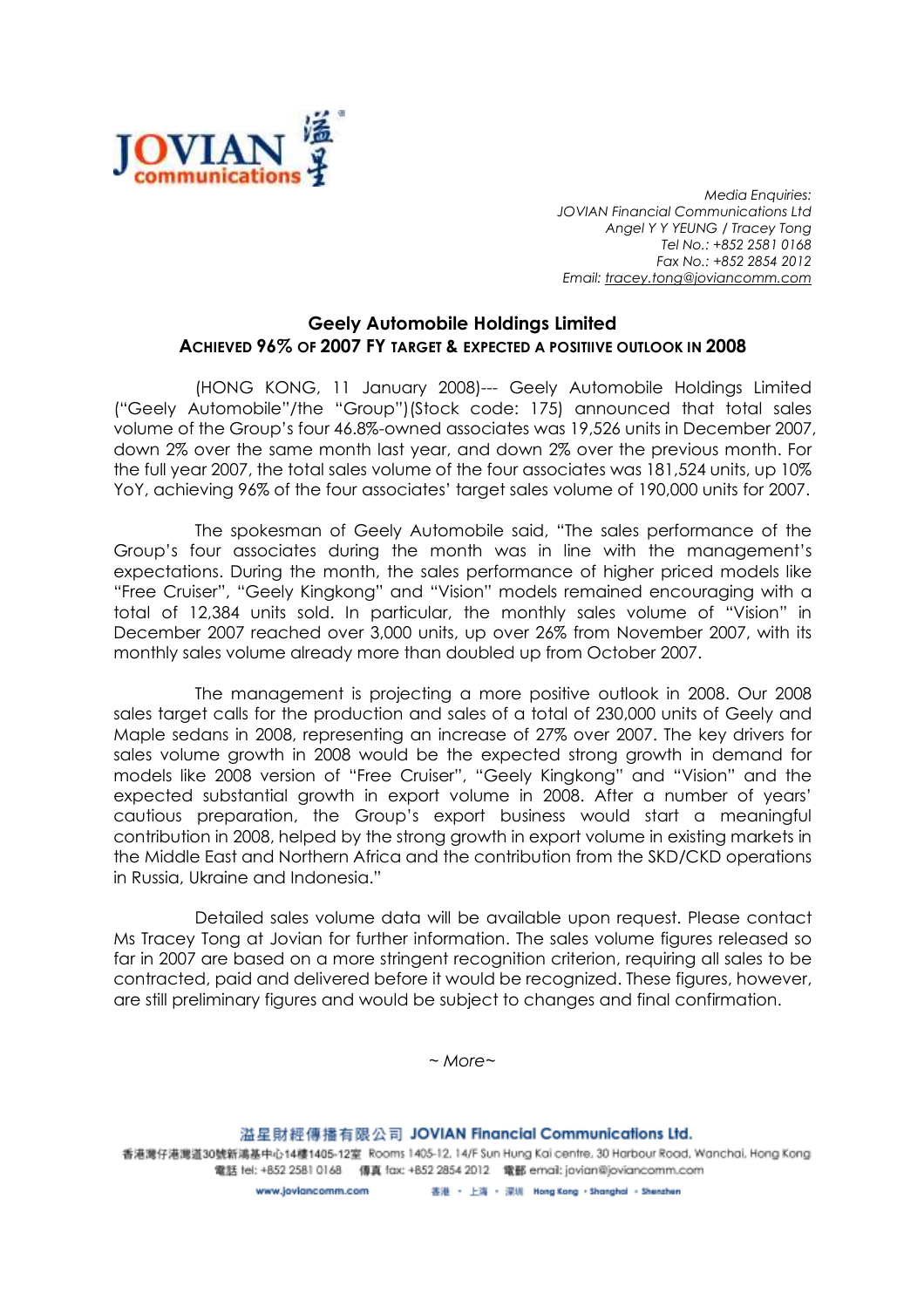*Media Enquiries:*
*JOVIAN Financial Communications Ltd*
*Angel Y Y YEUNG / Tracey Tong*
*Tel No.: +852 2581 0168*
*Fax No.: +852 2854 2012*
*Email: tracey.tong@joviancomm.com*

## Geely Automobile Holdings Limited
## ACHIEVED 96% OF 2007 FY TARGET & EXPECTED A POSITIIVE OUTLOOK IN 2008

(HONG KONG, 11 January 2008)--- Geely Automobile Holdings Limited ("Geely Automobile"/the "Group")(Stock code: 175) announced that total sales volume of the Group's four 46.8%-owned associates was 19,526 units in December 2007, down 2% over the same month last year, and down 2% over the previous month. For the full year 2007, the total sales volume of the four associates was 181,524 units, up 10% YoY, achieving 96% of the four associates' target sales volume of 190,000 units for 2007.

The spokesman of Geely Automobile said, "The sales performance of the Group's four associates during the month was in line with the management's expectations. During the month, the sales performance of higher priced models like "Free Cruiser", "Geely Kingkong" and "Vision" models remained encouraging with a total of 12,384 units sold. In particular, the monthly sales volume of "Vision" in December 2007 reached over 3,000 units, up over 26% from November 2007, with its monthly sales volume already more than doubled up from October 2007.

The management is projecting a more positive outlook in 2008. Our 2008 sales target calls for the production and sales of a total of 230,000 units of Geely and Maple sedans in 2008, representing an increase of 27% over 2007. The key drivers for sales volume growth in 2008 would be the expected strong growth in demand for models like 2008 version of "Free Cruiser", "Geely Kingkong" and "Vision" and the expected substantial growth in export volume in 2008. After a number of years' cautious preparation, the Group's export business would start a meaningful contribution in 2008, helped by the strong growth in export volume in existing markets in the Middle East and Northern Africa and the contribution from the SKD/CKD operations in Russia, Ukraine and Indonesia."

Detailed sales volume data will be available upon request. Please contact Ms Tracey Tong at Jovian for further information. The sales volume figures released so far in 2007 are based on a more stringent recognition criterion, requiring all sales to be contracted, paid and delivered before it would be recognized. These figures, however, are still preliminary figures and would be subject to changes and final confirmation.

*~ More~*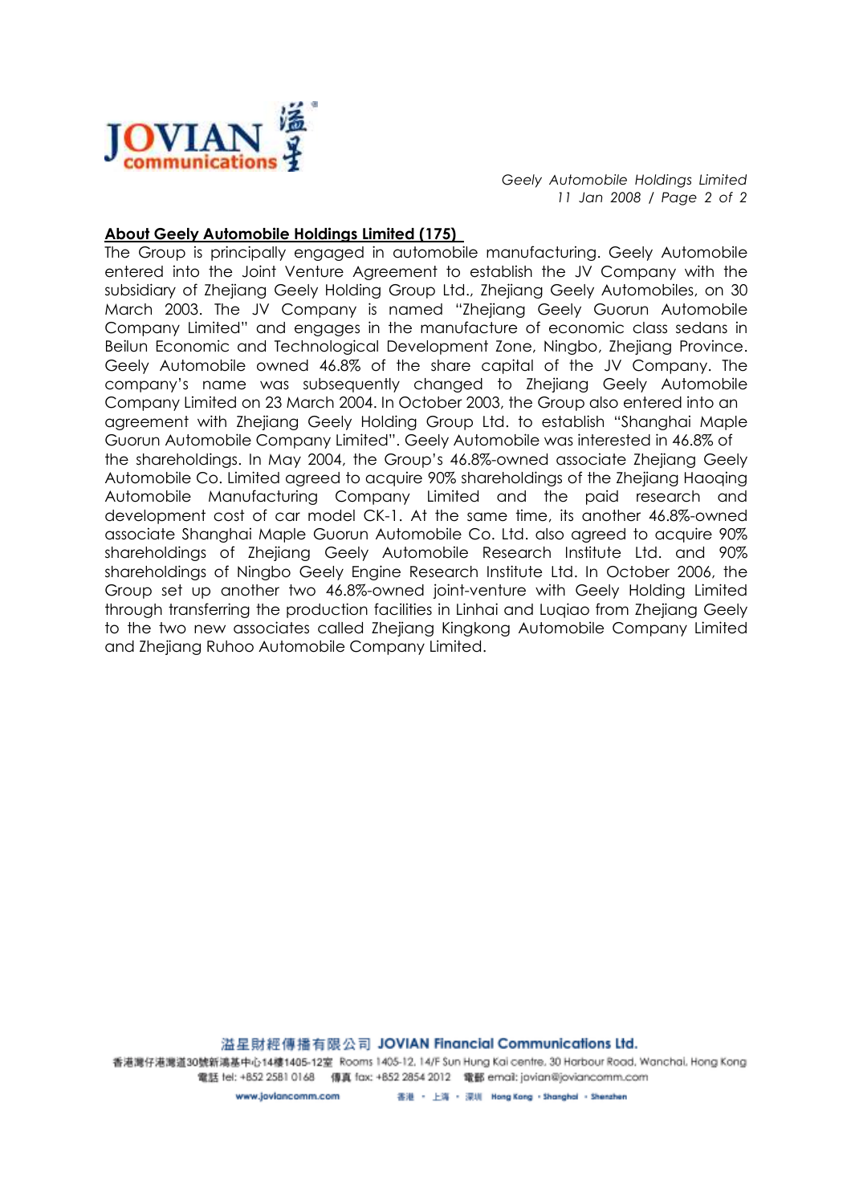## About Geely Automobile Holdings Limited (175)

The Group is principally engaged in automobile manufacturing. Geely Automobile entered into the Joint Venture Agreement to establish the JV Company with the subsidiary of Zhejiang Geely Holding Group Ltd., Zhejiang Geely Automobiles, on 30 March 2003. The JV Company is named "Zhejiang Geely Guorun Automobile Company Limited" and engages in the manufacture of economic class sedans in Beilun Economic and Technological Development Zone, Ningbo, Zhejiang Province. Geely Automobile owned 46.8% of the share capital of the JV Company. The company's name was subsequently changed to Zhejiang Geely Automobile Company Limited on 23 March 2004. In October 2003, the Group also entered into an agreement with Zhejiang Geely Holding Group Ltd. to establish "Shanghai Maple Guorun Automobile Company Limited". Geely Automobile was interested in 46.8% of the shareholdings. In May 2004, the Group's 46.8%-owned associate Zhejiang Geely Automobile Co. Limited agreed to acquire 90% shareholdings of the Zhejiang Haoqing Automobile Manufacturing Company Limited and the paid research and development cost of car model CK-1. At the same time, its another 46.8%-owned associate Shanghai Maple Guorun Automobile Co. Ltd. also agreed to acquire 90% shareholdings of Zhejiang Geely Automobile Research Institute Ltd. and 90% shareholdings of Ningbo Geely Engine Research Institute Ltd. In October 2006, the Group set up another two 46.8%-owned joint-venture with Geely Holding Limited through transferring the production facilities in Linhai and Luqiao from Zhejiang Geely to the two new associates called Zhejiang Kingkong Automobile Company Limited and Zhejiang Ruhoo Automobile Company Limited.